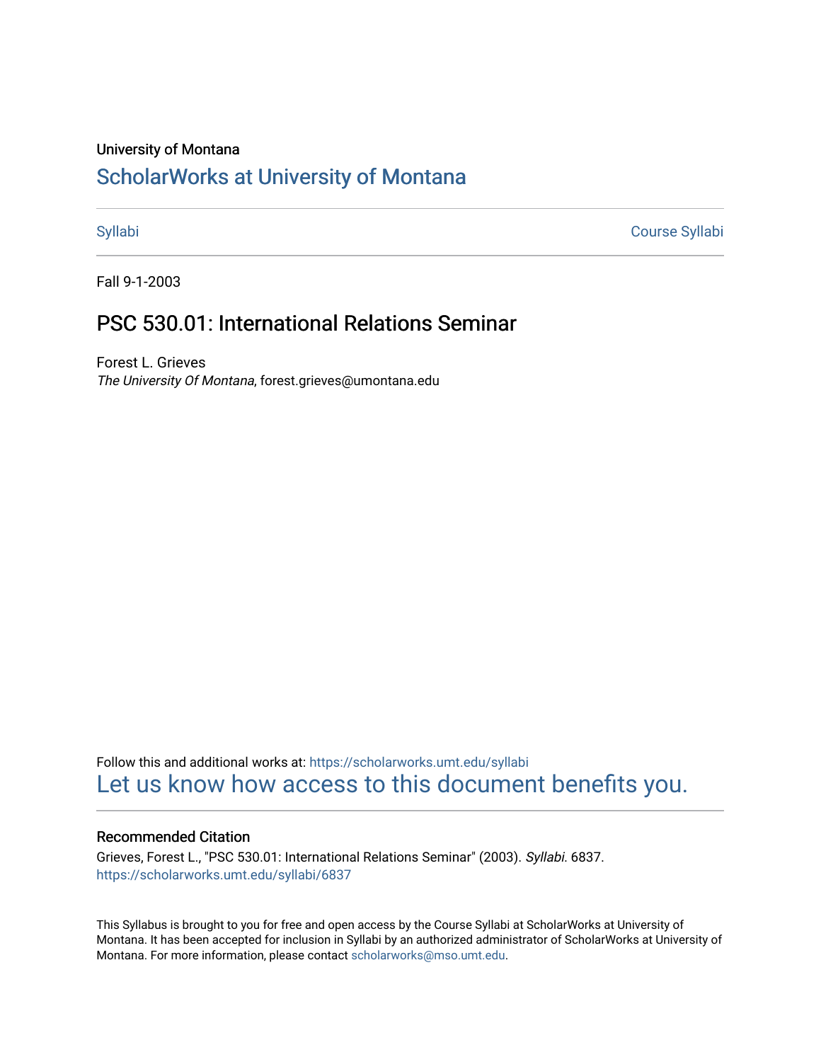University of Montana

# ScholarWorks at University of Montana

Syllabi Course Syllabi

Fall 9-1-2003

## PSC 530.01: International Relations Seminar

Forest L. Grieves
*The University Of Montana*, forest.grieves@umontana.edu

Follow this and additional works at: https://scholarworks.umt.edu/syllabi
Let us know how access to this document benefits you.

### Recommended Citation

Grieves, Forest L., "PSC 530.01: International Relations Seminar" (2003). *Syllabi*. 6837.
https://scholarworks.umt.edu/syllabi/6837

This Syllabus is brought to you for free and open access by the Course Syllabi at ScholarWorks at University of Montana. It has been accepted for inclusion in Syllabi by an authorized administrator of ScholarWorks at University of Montana. For more information, please contact scholarworks@mso.umt.edu.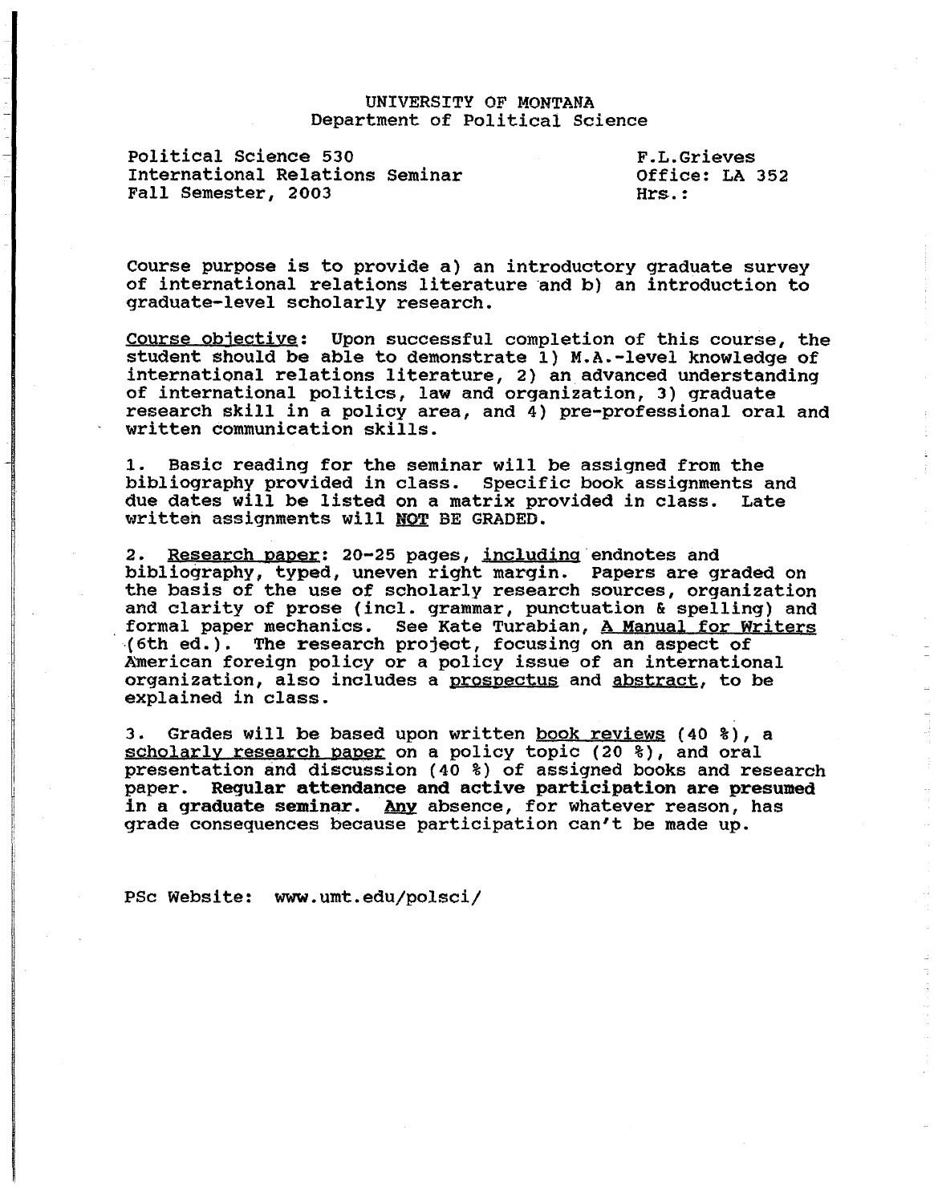UNIVERSITY OF MONTANA
Department of Political Science

Political Science 530
International Relations Seminar
Fall Semester, 2003

F.L.Grieves
Office: LA 352
Hrs.:

Course purpose is to provide a) an introductory graduate survey of international relations literature and b) an introduction to graduate-level scholarly research.

Course objective: Upon successful completion of this course, the student should be able to demonstrate 1) M.A.-level knowledge of international relations literature, 2) an advanced understanding of international politics, law and organization, 3) graduate research skill in a policy area, and 4) pre-professional oral and written communication skills.

1. Basic reading for the seminar will be assigned from the bibliography provided in class. Specific book assignments and due dates will be listed on a matrix provided in class. Late written assignments will NOT BE GRADED.

2. Research paper: 20-25 pages, including endnotes and bibliography, typed, uneven right margin. Papers are graded on the basis of the use of scholarly research sources, organization and clarity of prose (incl. grammar, punctuation & spelling) and formal paper mechanics. See Kate Turabian, A Manual for Writers (6th ed.). The research project, focusing on an aspect of American foreign policy or a policy issue of an international organization, also includes a prospectus and abstract, to be explained in class.

3. Grades will be based upon written book reviews (40 %), a scholarly research paper on a policy topic (20 %), and oral presentation and discussion (40 %) of assigned books and research paper. **Regular attendance and active participation are presumed in a graduate seminar.** Any absence, for whatever reason, has grade consequences because participation can't be made up.

PSc Website: www.umt.edu/polsci/